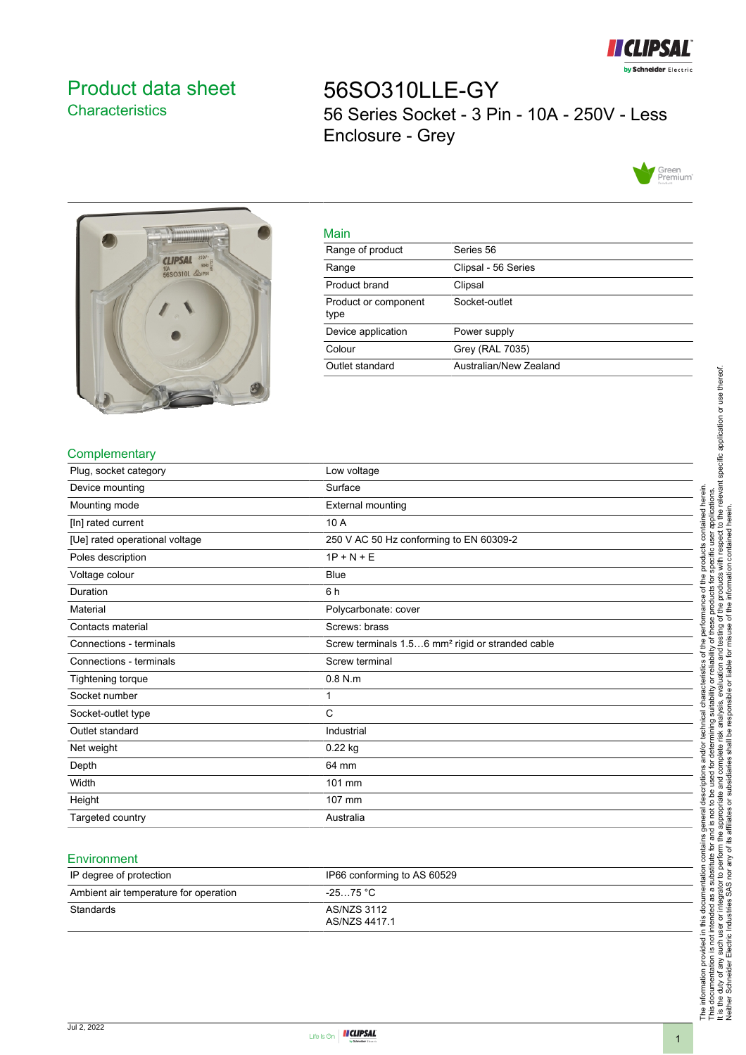# Product data sheet
## Characteristics

# 56SO310LLE-GY

56 Series Socket - 3 Pin - 10A - 250V - Less Enclosure - Grey

### Main

| | |
|---|---|
| Range of product | Series 56 |
| Range | Clipsal - 56 Series |
| Product brand | Clipsal |
| Product or component type | Socket-outlet |
| Device application | Power supply |
| Colour | Grey (RAL 7035) |
| Outlet standard | Australian/New Zealand |

### Complementary

| | |
|---|---|
| Plug, socket category | Low voltage |
| Device mounting | Surface |
| Mounting mode | External mounting |
| [In] rated current | 10 A |
| [Ue] rated operational voltage | 250 V AC 50 Hz conforming to EN 60309-2 |
| Poles description | 1P + N + E |
| Voltage colour | Blue |
| Duration | 6 h |
| Material | Polycarbonate: cover |
| Contacts material | Screws: brass |
| Connections - terminals | Screw terminals 1.5…6 mm² rigid or stranded cable |
| Connections - terminals | Screw terminal |
| Tightening torque | 0.8 N.m |
| Socket number | 1 |
| Socket-outlet type | C |
| Outlet standard | Industrial |
| Net weight | 0.22 kg |
| Depth | 64 mm |
| Width | 101 mm |
| Height | 107 mm |
| Targeted country | Australia |

### Environment

| | |
|---|---|
| IP degree of protection | IP66 conforming to AS 60529 |
| Ambient air temperature for operation | -25…75 °C |
| Standards | AS/NZS 3112<br>AS/NZS 4417.1 |

The information provided in this documentation contains general descriptions and/or technical characteristics of the performance of the products contained herein. This documentation is not intended as a substitute for and is not to be used for determining suitability or reliability of these products for specific user applications. It is the duty of any such user or integrator to perform the appropriate and complete risk analysis, evaluation and testing of the products with respect to the relevant specific application or use thereof. Neither Schneider Electric Industries SAS nor any of its affiliates or subsidiaries shall be responsible or liable for misuse of the information contained herein.

Jul 2, 2022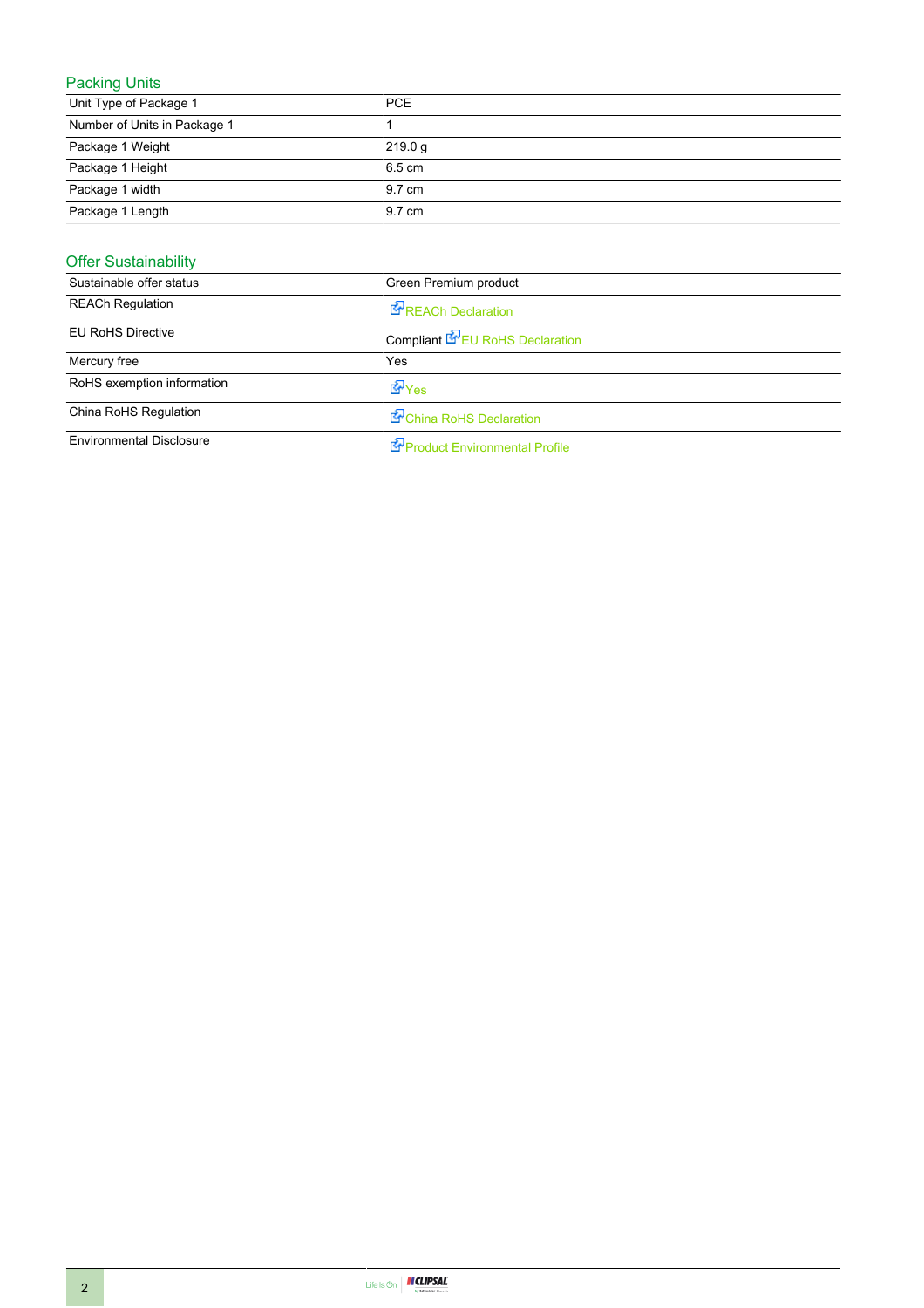## Packing Units

| | |
|---|---|
| Unit Type of Package 1 | PCE |
| Number of Units in Package 1 | 1 |
| Package 1 Weight | 219.0 g |
| Package 1 Height | 6.5 cm |
| Package 1 width | 9.7 cm |
| Package 1 Length | 9.7 cm |

## Offer Sustainability

| | |
|---|---|
| Sustainable offer status | Green Premium product |
| REACh Regulation | REACh Declaration |
| EU RoHS Directive | Compliant EU RoHS Declaration |
| Mercury free | Yes |
| RoHS exemption information | Yes |
| China RoHS Regulation | China RoHS Declaration |
| Environmental Disclosure | Product Environmental Profile |